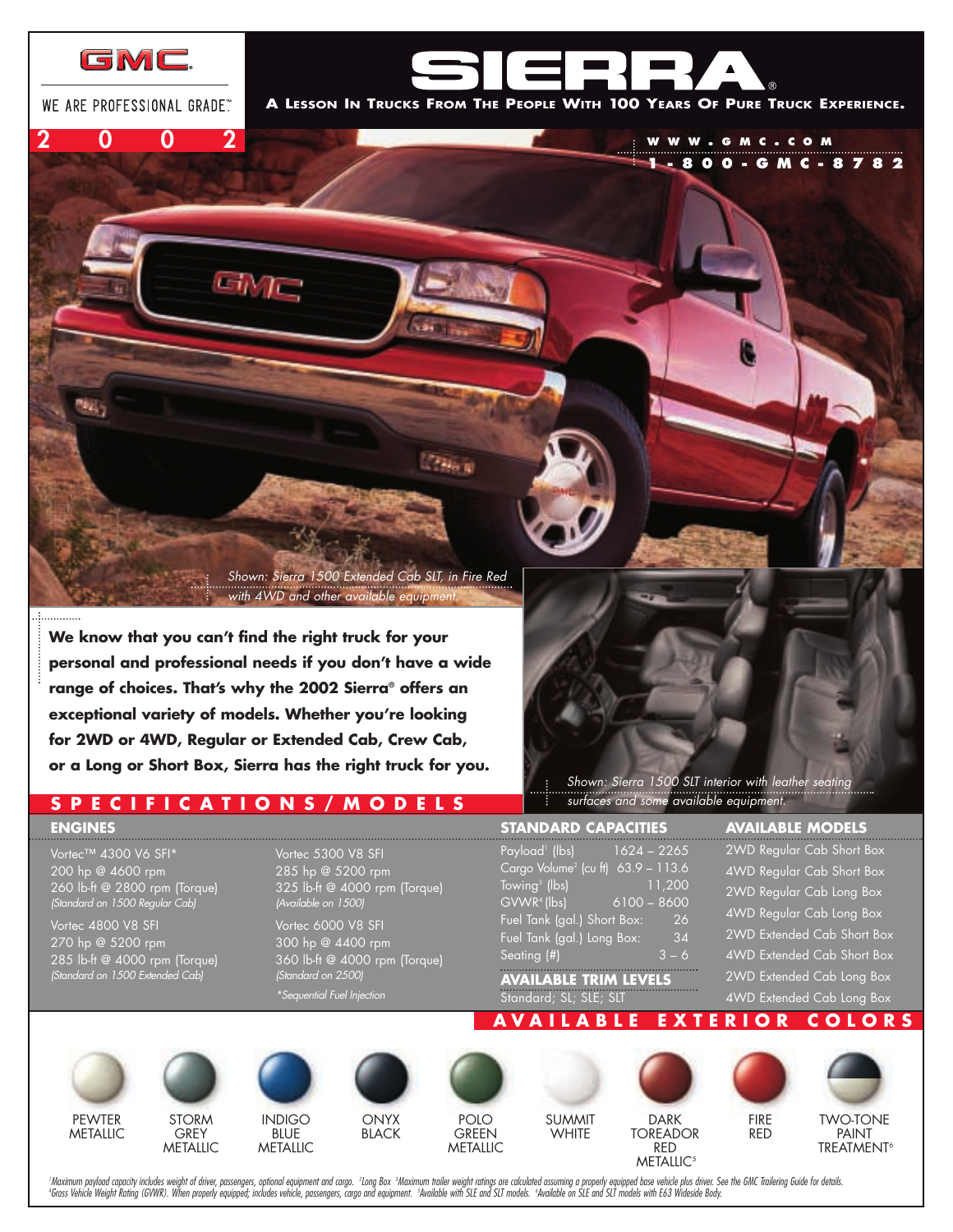GMC

WE ARE PROFESSIONAL GRADE™

# SIERRA®

**A LESSON IN TRUCKS FROM THE PEOPLE WITH 100 YEARS OF PURE TRUCK EXPERIENCE.**

2002

WWW.GMC.COM
1-800-GMC-8782

*Shown: Sierra 1500 Extended Cab SLT, in Fire Red with 4WD and other available equipment.*

**We know that you can't find the right truck for your personal and professional needs if you don't have a wide range of choices. That's why the 2002 Sierra® offers an exceptional variety of models. Whether you're looking for 2WD or 4WD, Regular or Extended Cab, Crew Cab, or a Long or Short Box, Sierra has the right truck for you.**

*Shown: Sierra 1500 SLT interior with leather seating surfaces and some available equipment.*

## SPECIFICATIONS/MODELS

### ENGINES

Vortec™ 4300 V6 SFI*
200 hp @ 4600 rpm
260 lb-ft @ 2800 rpm (Torque)
*(Standard on 1500 Regular Cab)*

Vortec 4800 V8 SFI
270 hp @ 5200 rpm
285 lb-ft @ 4000 rpm (Torque)
*(Standard on 1500 Extended Cab)*

Vortec 5300 V8 SFI
285 hp @ 5200 rpm
325 lb-ft @ 4000 rpm (Torque)
*(Available on 1500)*

Vortec 6000 V8 SFI
300 hp @ 4400 rpm
360 lb-ft @ 4000 rpm (Torque)
*(Standard on 2500)*

*\*Sequential Fuel Injection*

### STANDARD CAPACITIES

| | |
|---|---|
| Payload[1] (lbs) | 1624 – 2265 |
| Cargo Volume[2] (cu ft) | 63.9 – 113.6 |
| Towing[3] (lbs) | 11,200 |
| GVWR[4] (lbs) | 6100 – 8600 |
| Fuel Tank (gal.) Short Box: | 26 |
| Fuel Tank (gal.) Long Box: | 34 |
| Seating (#) | 3 – 6 |

### AVAILABLE TRIM LEVELS

Standard; SL; SLE; SLT

### AVAILABLE MODELS

- 2WD Regular Cab Short Box
- 4WD Regular Cab Short Box
- 2WD Regular Cab Long Box
- 4WD Regular Cab Long Box
- 2WD Extended Cab Short Box
- 4WD Extended Cab Short Box
- 2WD Extended Cab Long Box
- 4WD Extended Cab Long Box

## AVAILABLE EXTERIOR COLORS

- Pewter Metallic
- Storm Grey Metallic
- Indigo Blue Metallic
- Onyx Black
- Polo Green Metallic
- Summit White
- Dark Toreador Red Metallic[5]
- Fire Red
- Two-Tone Paint Treatment[6]

*[1]Maximum payload capacity includes weight of driver, passengers, optional equipment and cargo. [2]Long Box [3]Maximum trailer weight ratings are calculated assuming a properly equipped base vehicle plus driver. See the GMC Trailering Guide for details. [4]Gross Vehicle Weight Rating (GVWR). When properly equipped; includes vehicle, passengers, cargo and equipment. [5]Available with SLE and SLT models. [6]Available on SLE and SLT models with E63 Wideside Body.*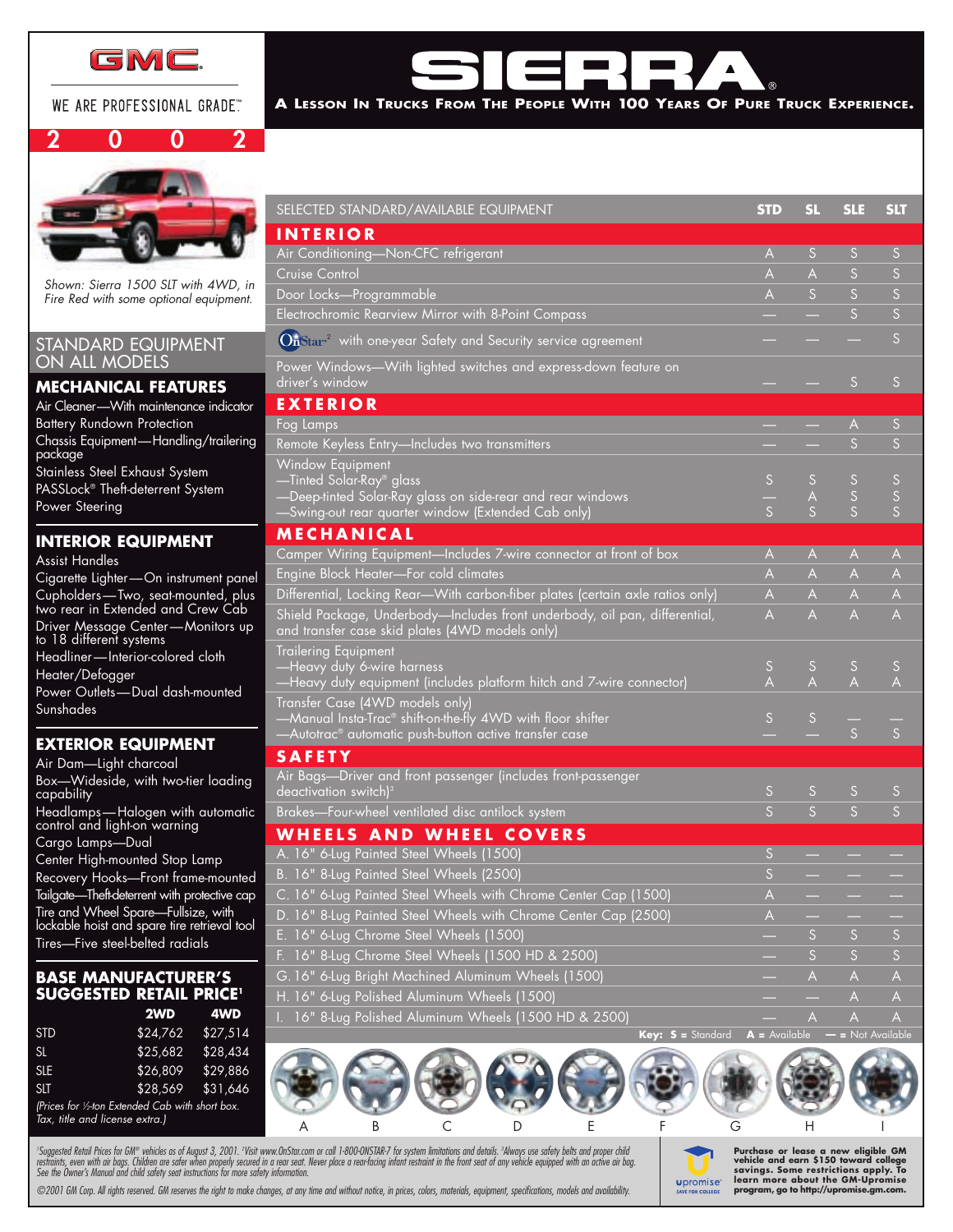GMC

WE ARE PROFESSIONAL GRADE™

# SIERRA®

**A Lesson In Trucks From The People With 100 Years Of Pure Truck Experience.**

2002

*Shown: Sierra 1500 SLT with 4WD, in Fire Red with some optional equipment.*

## STANDARD EQUIPMENT ON ALL MODELS

### MECHANICAL FEATURES

- Air Cleaner—With maintenance indicator
- Battery Rundown Protection
- Chassis Equipment—Handling/trailering package
- Stainless Steel Exhaust System
- PASSLock® Theft-deterrent System
- Power Steering

### INTERIOR EQUIPMENT

- Assist Handles
- Cigarette Lighter—On instrument panel
- Cupholders—Two, seat-mounted, plus two rear in Extended and Crew Cab
- Driver Message Center—Monitors up to 18 different systems
- Headliner—Interior-colored cloth
- Heater/Defogger
- Power Outlets—Dual dash-mounted
- Sunshades

### EXTERIOR EQUIPMENT

- Air Dam—Light charcoal
- Box—Wideside, with two-tier loading capability
- Headlamps—Halogen with automatic control and light-on warning
- Cargo Lamps—Dual
- Center High-mounted Stop Lamp
- Recovery Hooks—Front frame-mounted
- Tailgate—Theft-deterrent with protective cap
- Tire and Wheel Spare—Fullsize, with lockable hoist and spare tire retrieval tool
- Tires—Five steel-belted radials

### BASE MANUFACTURER'S SUGGESTED RETAIL PRICE[1]

| | 2WD | 4WD |
|---|---|---|
| STD | $24,762 | $27,514 |
| SL | $25,682 | $28,434 |
| SLE | $26,809 | $29,886 |
| SLT | $28,569 | $31,646 |

*(Prices for ½-ton Extended Cab with short box. Tax, title and license extra.)*

| SELECTED STANDARD/AVAILABLE EQUIPMENT | STD | SL | SLE | SLT |
|---|---|---|---|---|
| **INTERIOR** | | | | |
| Air Conditioning—Non-CFC refrigerant | A | S | S | S |
| Cruise Control | A | A | S | S |
| Door Locks—Programmable | A | S | S | S |
| Electrochromic Rearview Mirror with 8-Point Compass | — | — | S | S |
| OnStar[2] with one-year Safety and Security service agreement | — | — | — | S |
| Power Windows—With lighted switches and express-down feature on driver's window | — | — | S | S |
| **EXTERIOR** | | | | |
| Fog Lamps | — | — | A | S |
| Remote Keyless Entry—Includes two transmitters | — | — | S | S |
| Window Equipment | | | | |
| —Tinted Solar-Ray® glass | S | S | S | S |
| —Deep-tinted Solar-Ray glass on side-rear and rear windows | — | A | S | S |
| —Swing-out rear quarter window (Extended Cab only) | S | S | S | S |
| **MECHANICAL** | | | | |
| Camper Wiring Equipment—Includes 7-wire connector at front of box | A | A | A | A |
| Engine Block Heater—For cold climates | A | A | A | A |
| Differential, Locking Rear—With carbon-fiber plates (certain axle ratios only) | A | A | A | A |
| Shield Package, Underbody—Includes front underbody, oil pan, differential, and transfer case skid plates (4WD models only) | A | A | A | A |
| Trailering Equipment | | | | |
| —Heavy duty 6-wire harness | S | S | S | S |
| —Heavy duty equipment (includes platform hitch and 7-wire connector) | A | A | A | A |
| Transfer Case (4WD models only) | | | | |
| —Manual Insta-Trac® shift-on-the-fly 4WD with floor shifter | S | S | — | — |
| —Autotrac® automatic push-button active transfer case | — | — | S | S |
| **SAFETY** | | | | |
| Air Bags—Driver and front passenger (includes front-passenger deactivation switch)[3] | S | S | S | S |
| Brakes—Four-wheel ventilated disc antilock system | S | S | S | S |
| **WHEELS AND WHEEL COVERS** | | | | |
| A. 16" 6-Lug Painted Steel Wheels (1500) | S | — | — | — |
| B. 16" 8-Lug Painted Steel Wheels (2500) | S | — | — | — |
| C. 16" 6-Lug Painted Steel Wheels with Chrome Center Cap (1500) | A | — | — | — |
| D. 16" 8-Lug Painted Steel Wheels with Chrome Center Cap (2500) | A | — | — | — |
| E. 16" 6-Lug Chrome Steel Wheels (1500) | — | S | S | S |
| F. 16" 8-Lug Chrome Steel Wheels (1500 HD & 2500) | — | S | S | S |
| G. 16" 6-Lug Bright Machined Aluminum Wheels (1500) | — | A | A | A |
| H. 16" 6-Lug Polished Aluminum Wheels (1500) | — | — | A | A |
| I. 16" 8-Lug Polished Aluminum Wheels (1500 HD & 2500) | — | A | A | A |

**Key:** S = Standard  A = Available  — = Not Available

A B C D E F G H I

[1]Suggested Retail Prices for GM® vehicles as of August 3, 2001. [2]Visit www.OnStar.com or call 1-800-ONSTAR-7 for system limitations and details. [3]Always use safety belts and proper child restraints, even with air bags. Children are safer when properly secured in a rear seat. Never place a rear-facing infant restraint in the front seat of any vehicle equipped with an active air bag. See the Owner's Manual and child safety seat instructions for more safety information.

©2001 GM Corp. All rights reserved. GM reserves the right to make changes, at any time and without notice, in prices, colors, materials, equipment, specifications, models and availability.

upromise SAVE FOR COLLEGE

**Purchase or lease a new eligible GM vehicle and earn $150 toward college savings. Some restrictions apply. To learn more about the GM-Upromise program, go to http://upromise.gm.com.**